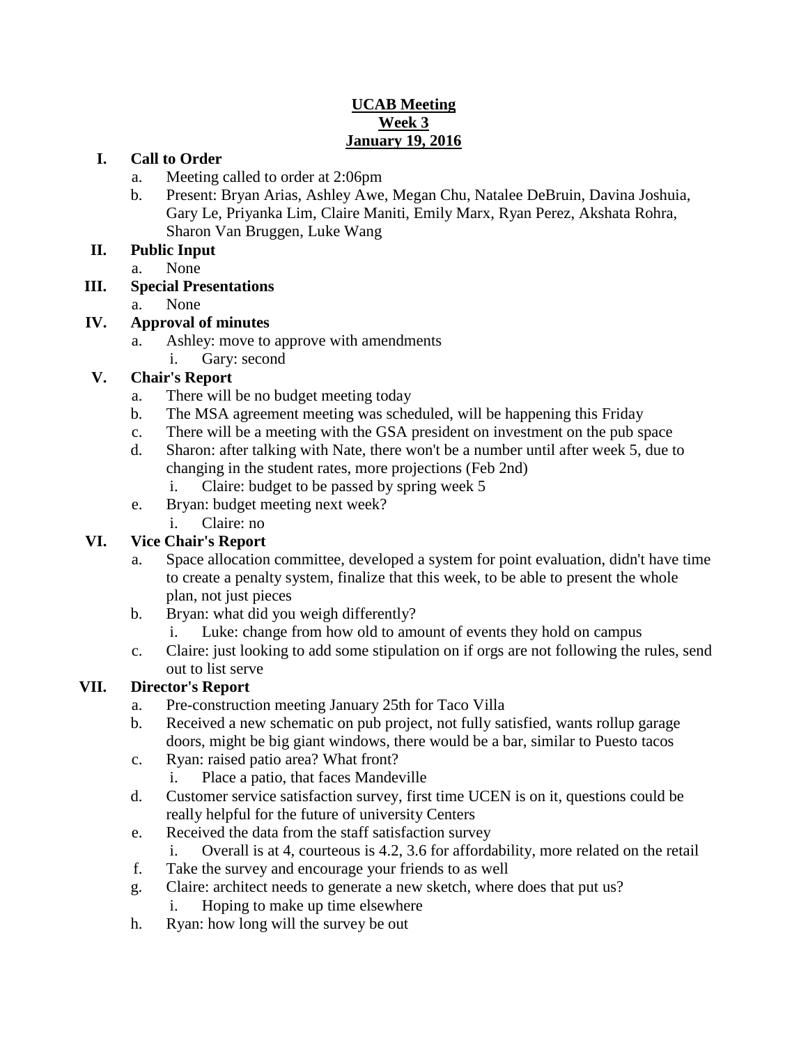**UCAB Meeting**
**Week 3**
**January 19, 2016**

**I. Call to Order**

a. Meeting called to order at 2:06pm

b. Present: Bryan Arias, Ashley Awe, Megan Chu, Natalee DeBruin, Davina Joshuia, Gary Le, Priyanka Lim, Claire Maniti, Emily Marx, Ryan Perez, Akshata Rohra, Sharon Van Bruggen, Luke Wang

**II. Public Input**

a. None

**III. Special Presentations**

a. None

**IV. Approval of minutes**

a. Ashley: move to approve with amendments
   i. Gary: second

**V. Chair's Report**

a. There will be no budget meeting today

b. The MSA agreement meeting was scheduled, will be happening this Friday

c. There will be a meeting with the GSA president on investment on the pub space

d. Sharon: after talking with Nate, there won't be a number until after week 5, due to changing in the student rates, more projections (Feb 2nd)
   i. Claire: budget to be passed by spring week 5

e. Bryan: budget meeting next week?
   i. Claire: no

**VI. Vice Chair's Report**

a. Space allocation committee, developed a system for point evaluation, didn't have time to create a penalty system, finalize that this week, to be able to present the whole plan, not just pieces

b. Bryan: what did you weigh differently?
   i. Luke: change from how old to amount of events they hold on campus

c. Claire: just looking to add some stipulation on if orgs are not following the rules, send out to list serve

**VII. Director's Report**

a. Pre-construction meeting January 25th for Taco Villa

b. Received a new schematic on pub project, not fully satisfied, wants rollup garage doors, might be big giant windows, there would be a bar, similar to Puesto tacos

c. Ryan: raised patio area? What front?
   i. Place a patio, that faces Mandeville

d. Customer service satisfaction survey, first time UCEN is on it, questions could be really helpful for the future of university Centers

e. Received the data from the staff satisfaction survey
   i. Overall is at 4, courteous is 4.2, 3.6 for affordability, more related on the retail

f. Take the survey and encourage your friends to as well

g. Claire: architect needs to generate a new sketch, where does that put us?
   i. Hoping to make up time elsewhere

h. Ryan: how long will the survey be out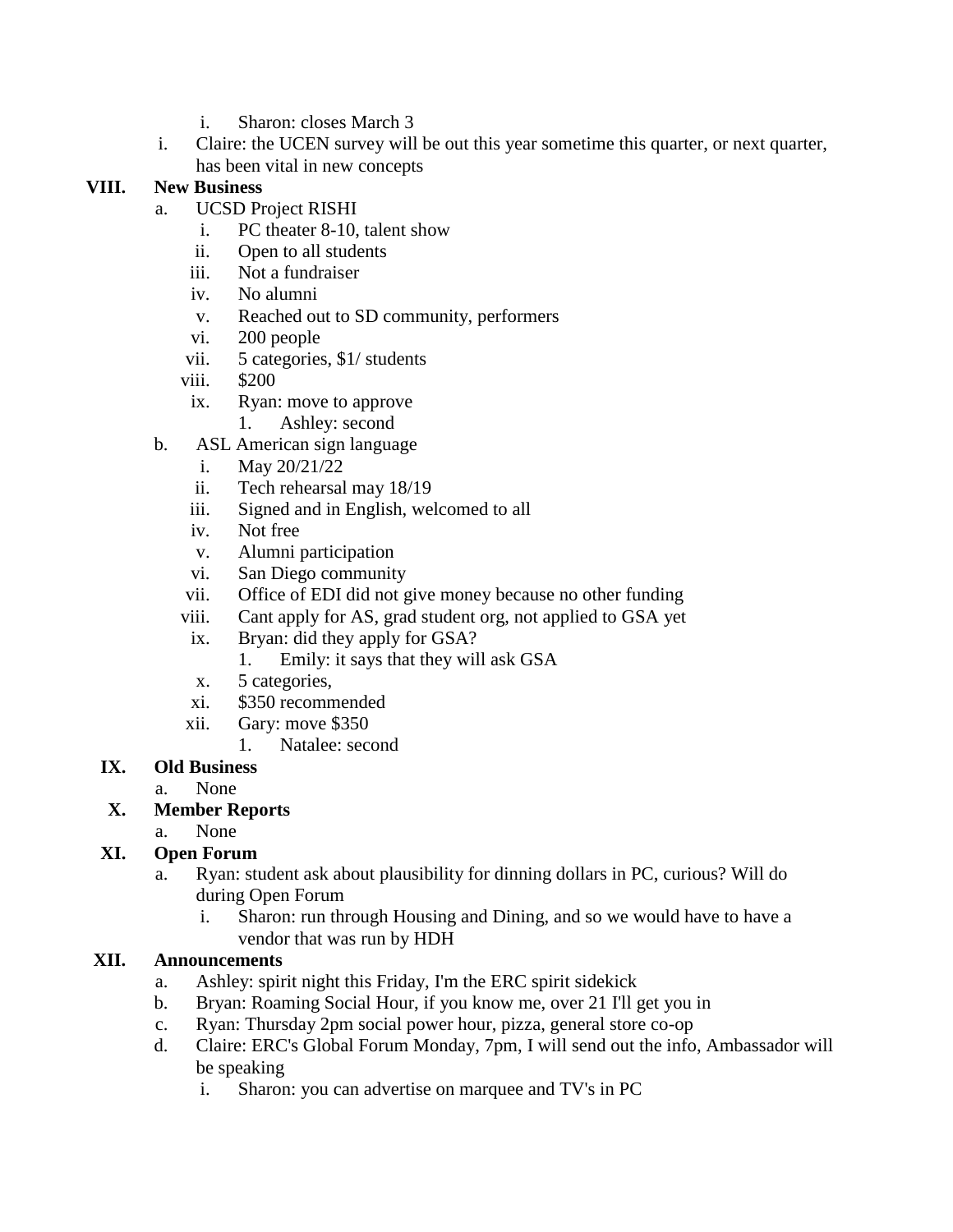i. Sharon: closes March 3
      i. Claire: the UCEN survey will be out this year sometime this quarter, or next quarter, has been vital in new concepts

**VIII. New Business**

- a. UCSD Project RISHI
   - i. PC theater 8-10, talent show
   - ii. Open to all students
   - iii. Not a fundraiser
   - iv. No alumni
   - v. Reached out to SD community, performers
   - vi. 200 people
   - vii. 5 categories, $1/ students
   - viii. $200
   - ix. Ryan: move to approve
      1. Ashley: second
- b. ASL American sign language
   - i. May 20/21/22
   - ii. Tech rehearsal may 18/19
   - iii. Signed and in English, welcomed to all
   - iv. Not free
   - v. Alumni participation
   - vi. San Diego community
   - vii. Office of EDI did not give money because no other funding
   - viii. Cant apply for AS, grad student org, not applied to GSA yet
   - ix. Bryan: did they apply for GSA?
      1. Emily: it says that they will ask GSA
   - x. 5 categories,
   - xi. $350 recommended
   - xii. Gary: move $350
      1. Natalee: second

**IX. Old Business**

- a. None

**X. Member Reports**

- a. None

**XI. Open Forum**

- a. Ryan: student ask about plausibility for dinning dollars in PC, curious? Will do during Open Forum
   - i. Sharon: run through Housing and Dining, and so we would have to have a vendor that was run by HDH

**XII. Announcements**

- a. Ashley: spirit night this Friday, I'm the ERC spirit sidekick
- b. Bryan: Roaming Social Hour, if you know me, over 21 I'll get you in
- c. Ryan: Thursday 2pm social power hour, pizza, general store co-op
- d. Claire: ERC's Global Forum Monday, 7pm, I will send out the info, Ambassador will be speaking
   - i. Sharon: you can advertise on marquee and TV's in PC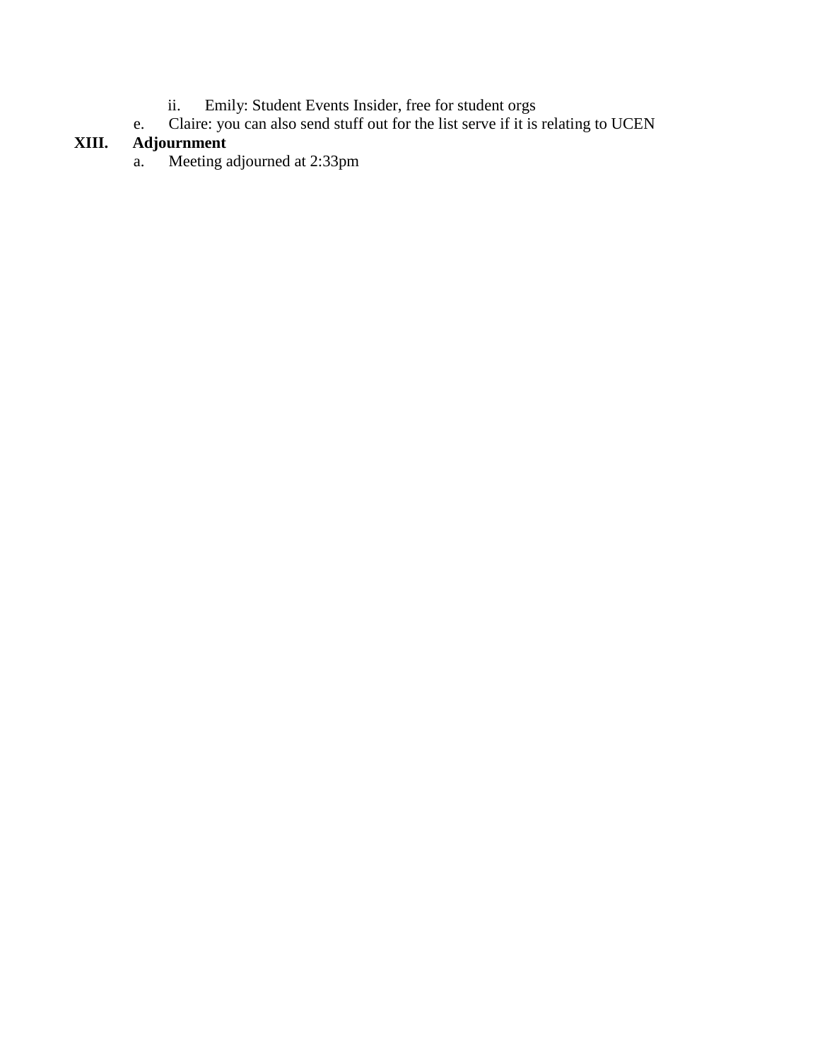ii. Emily: Student Events Insider, free for student orgs

e. Claire: you can also send stuff out for the list serve if it is relating to UCEN

**XIII. Adjournment**

a. Meeting adjourned at 2:33pm